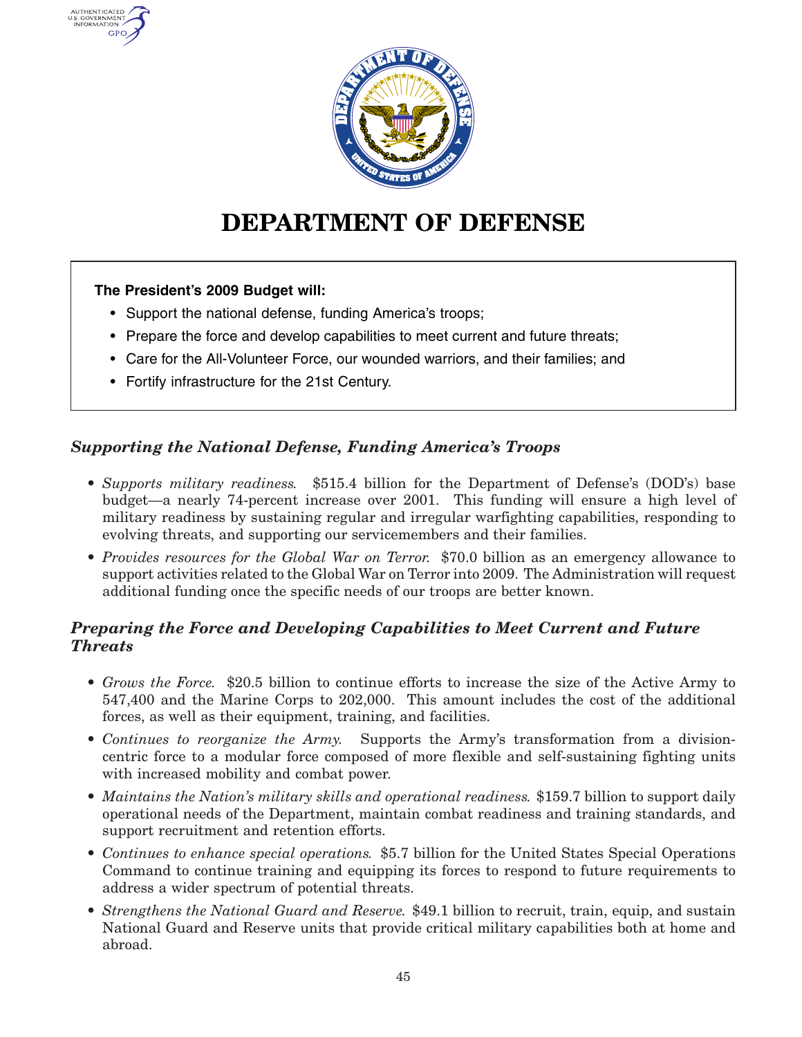# DEPARTMENT OF DEFENSE

**The President's 2009 Budget will:**

- Support the national defense, funding America's troops;
- Prepare the force and develop capabilities to meet current and future threats;
- Care for the All-Volunteer Force, our wounded warriors, and their families; and
- Fortify infrastructure for the 21st Century.

## *Supporting the National Defense, Funding America's Troops*

- *Supports military readiness.* $515.4 billion for the Department of Defense's (DOD's) base budget—a nearly 74-percent increase over 2001. This funding will ensure a high level of military readiness by sustaining regular and irregular warfighting capabilities, responding to evolving threats, and supporting our servicemembers and their families.
- *Provides resources for the Global War on Terror.* $70.0 billion as an emergency allowance to support activities related to the Global War on Terror into 2009. The Administration will request additional funding once the specific needs of our troops are better known.

## *Preparing the Force and Developing Capabilities to Meet Current and Future Threats*

- *Grows the Force.* $20.5 billion to continue efforts to increase the size of the Active Army to 547,400 and the Marine Corps to 202,000. This amount includes the cost of the additional forces, as well as their equipment, training, and facilities.
- *Continues to reorganize the Army.* Supports the Army's transformation from a division-centric force to a modular force composed of more flexible and self-sustaining fighting units with increased mobility and combat power.
- *Maintains the Nation's military skills and operational readiness.* $159.7 billion to support daily operational needs of the Department, maintain combat readiness and training standards, and support recruitment and retention efforts.
- *Continues to enhance special operations.* $5.7 billion for the United States Special Operations Command to continue training and equipping its forces to respond to future requirements to address a wider spectrum of potential threats.
- *Strengthens the National Guard and Reserve.* $49.1 billion to recruit, train, equip, and sustain National Guard and Reserve units that provide critical military capabilities both at home and abroad.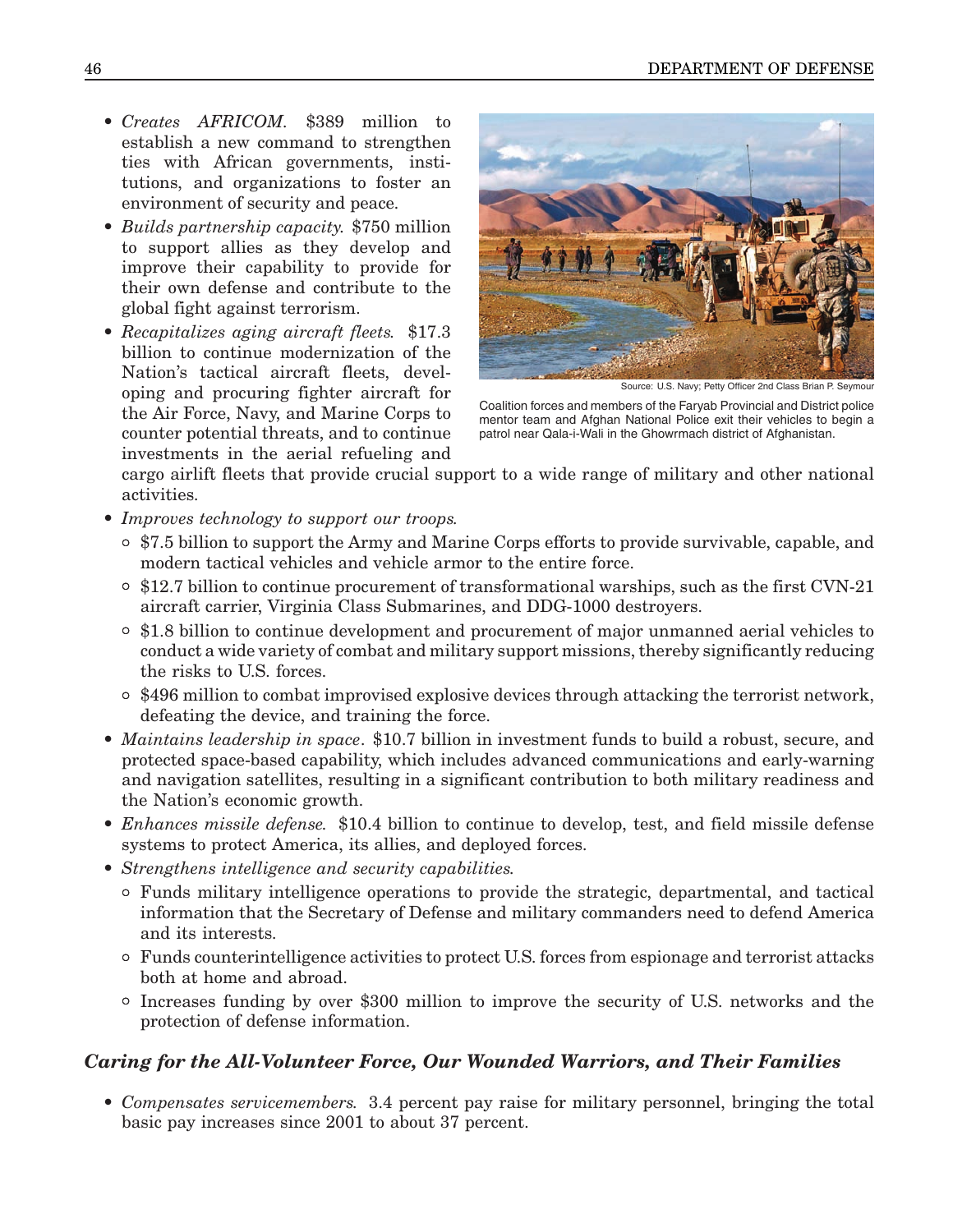- *Creates AFRICOM.* $389 million to establish a new command to strengthen ties with African governments, institutions, and organizations to foster an environment of security and peace.
- *Builds partnership capacity.* $750 million to support allies as they develop and improve their capability to provide for their own defense and contribute to the global fight against terrorism.
- *Recapitalizes aging aircraft fleets.* $17.3 billion to continue modernization of the Nation's tactical aircraft fleets, developing and procuring fighter aircraft for the Air Force, Navy, and Marine Corps to counter potential threats, and to continue investments in the aerial refueling and cargo airlift fleets that provide crucial support to a wide range of military and other national activities.

Source: U.S. Navy; Petty Officer 2nd Class Brian P. Seymour

Coalition forces and members of the Faryab Provincial and District police mentor team and Afghan National Police exit their vehicles to begin a patrol near Qala-i-Wali in the Ghowrmach district of Afghanistan.

- *Improves technology to support our troops.*
  - $7.5 billion to support the Army and Marine Corps efforts to provide survivable, capable, and modern tactical vehicles and vehicle armor to the entire force.
  - $12.7 billion to continue procurement of transformational warships, such as the first CVN-21 aircraft carrier, Virginia Class Submarines, and DDG-1000 destroyers.
  - $1.8 billion to continue development and procurement of major unmanned aerial vehicles to conduct a wide variety of combat and military support missions, thereby significantly reducing the risks to U.S. forces.
  - $496 million to combat improvised explosive devices through attacking the terrorist network, defeating the device, and training the force.
- *Maintains leadership in space.* $10.7 billion in investment funds to build a robust, secure, and protected space-based capability, which includes advanced communications and early-warning and navigation satellites, resulting in a significant contribution to both military readiness and the Nation's economic growth.
- *Enhances missile defense.* $10.4 billion to continue to develop, test, and field missile defense systems to protect America, its allies, and deployed forces.
- *Strengthens intelligence and security capabilities.*
  - Funds military intelligence operations to provide the strategic, departmental, and tactical information that the Secretary of Defense and military commanders need to defend America and its interests.
  - Funds counterintelligence activities to protect U.S. forces from espionage and terrorist attacks both at home and abroad.
  - Increases funding by over $300 million to improve the security of U.S. networks and the protection of defense information.

### *Caring for the All-Volunteer Force, Our Wounded Warriors, and Their Families*

- *Compensates servicemembers.* 3.4 percent pay raise for military personnel, bringing the total basic pay increases since 2001 to about 37 percent.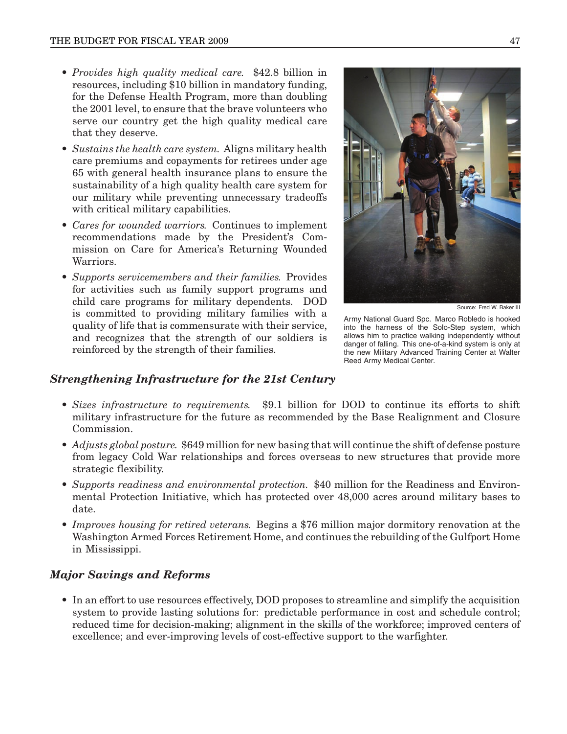- *Provides high quality medical care.* $42.8 billion in resources, including $10 billion in mandatory funding, for the Defense Health Program, more than doubling the 2001 level, to ensure that the brave volunteers who serve our country get the high quality medical care that they deserve.
- *Sustains the health care system.* Aligns military health care premiums and copayments for retirees under age 65 with general health insurance plans to ensure the sustainability of a high quality health care system for our military while preventing unnecessary tradeoffs with critical military capabilities.
- *Cares for wounded warriors.* Continues to implement recommendations made by the President's Commission on Care for America's Returning Wounded Warriors.
- *Supports servicemembers and their families.* Provides for activities such as family support programs and child care programs for military dependents. DOD is committed to providing military families with a quality of life that is commensurate with their service, and recognizes that the strength of our soldiers is reinforced by the strength of their families.

Source: Fred W. Baker III

Army National Guard Spc. Marco Robledo is hooked into the harness of the Solo-Step system, which allows him to practice walking independently without danger of falling. This one-of-a-kind system is only at the new Military Advanced Training Center at Walter Reed Army Medical Center.

### *Strengthening Infrastructure for the 21st Century*

- *Sizes infrastructure to requirements.* $9.1 billion for DOD to continue its efforts to shift military infrastructure for the future as recommended by the Base Realignment and Closure Commission.
- *Adjusts global posture.* $649 million for new basing that will continue the shift of defense posture from legacy Cold War relationships and forces overseas to new structures that provide more strategic flexibility.
- *Supports readiness and environmental protection.* $40 million for the Readiness and Environmental Protection Initiative, which has protected over 48,000 acres around military bases to date.
- *Improves housing for retired veterans.* Begins a $76 million major dormitory renovation at the Washington Armed Forces Retirement Home, and continues the rebuilding of the Gulfport Home in Mississippi.

### *Major Savings and Reforms*

- In an effort to use resources effectively, DOD proposes to streamline and simplify the acquisition system to provide lasting solutions for: predictable performance in cost and schedule control; reduced time for decision-making; alignment in the skills of the workforce; improved centers of excellence; and ever-improving levels of cost-effective support to the warfighter.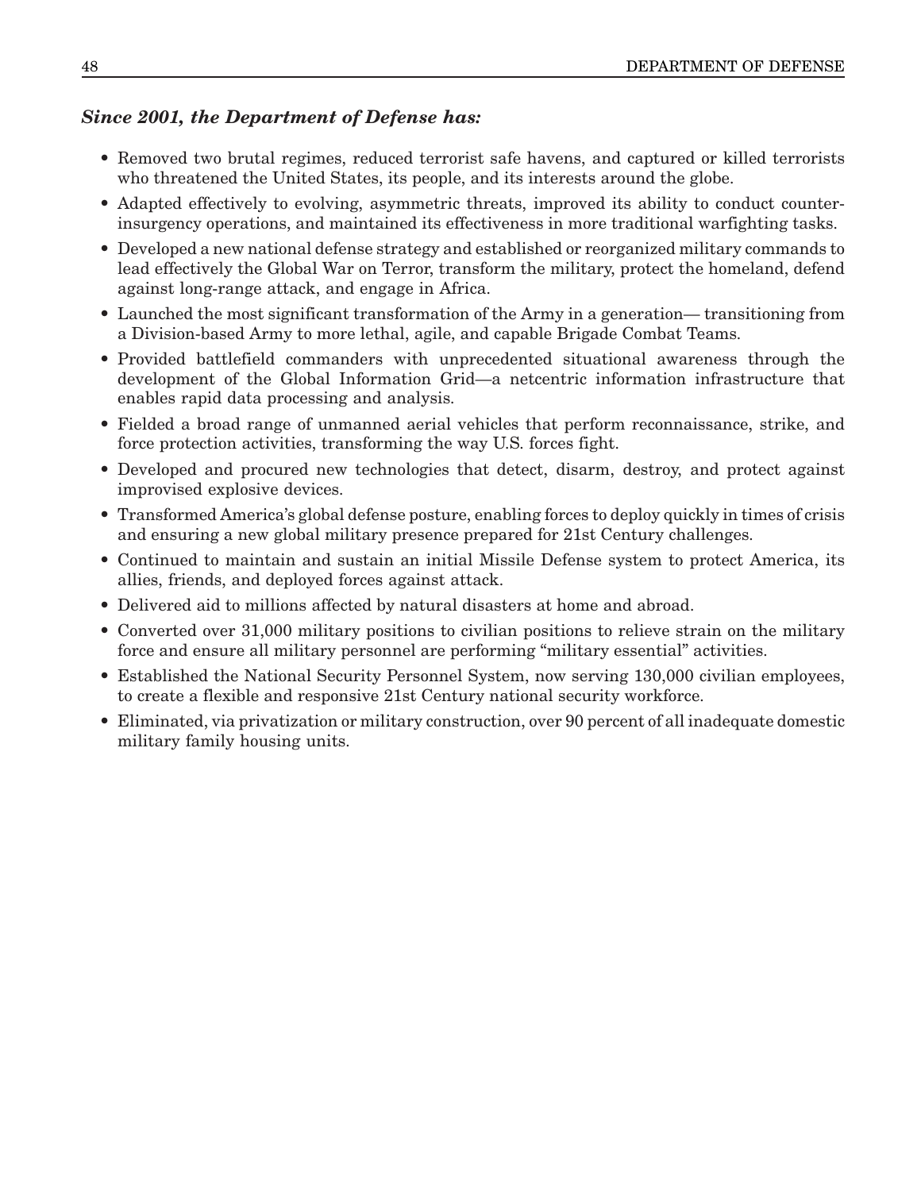***Since 2001, the Department of Defense has:***

- Removed two brutal regimes, reduced terrorist safe havens, and captured or killed terrorists who threatened the United States, its people, and its interests around the globe.
- Adapted effectively to evolving, asymmetric threats, improved its ability to conduct counter-insurgency operations, and maintained its effectiveness in more traditional warfighting tasks.
- Developed a new national defense strategy and established or reorganized military commands to lead effectively the Global War on Terror, transform the military, protect the homeland, defend against long-range attack, and engage in Africa.
- Launched the most significant transformation of the Army in a generation— transitioning from a Division-based Army to more lethal, agile, and capable Brigade Combat Teams.
- Provided battlefield commanders with unprecedented situational awareness through the development of the Global Information Grid—a netcentric information infrastructure that enables rapid data processing and analysis.
- Fielded a broad range of unmanned aerial vehicles that perform reconnaissance, strike, and force protection activities, transforming the way U.S. forces fight.
- Developed and procured new technologies that detect, disarm, destroy, and protect against improvised explosive devices.
- Transformed America's global defense posture, enabling forces to deploy quickly in times of crisis and ensuring a new global military presence prepared for 21st Century challenges.
- Continued to maintain and sustain an initial Missile Defense system to protect America, its allies, friends, and deployed forces against attack.
- Delivered aid to millions affected by natural disasters at home and abroad.
- Converted over 31,000 military positions to civilian positions to relieve strain on the military force and ensure all military personnel are performing "military essential" activities.
- Established the National Security Personnel System, now serving 130,000 civilian employees, to create a flexible and responsive 21st Century national security workforce.
- Eliminated, via privatization or military construction, over 90 percent of all inadequate domestic military family housing units.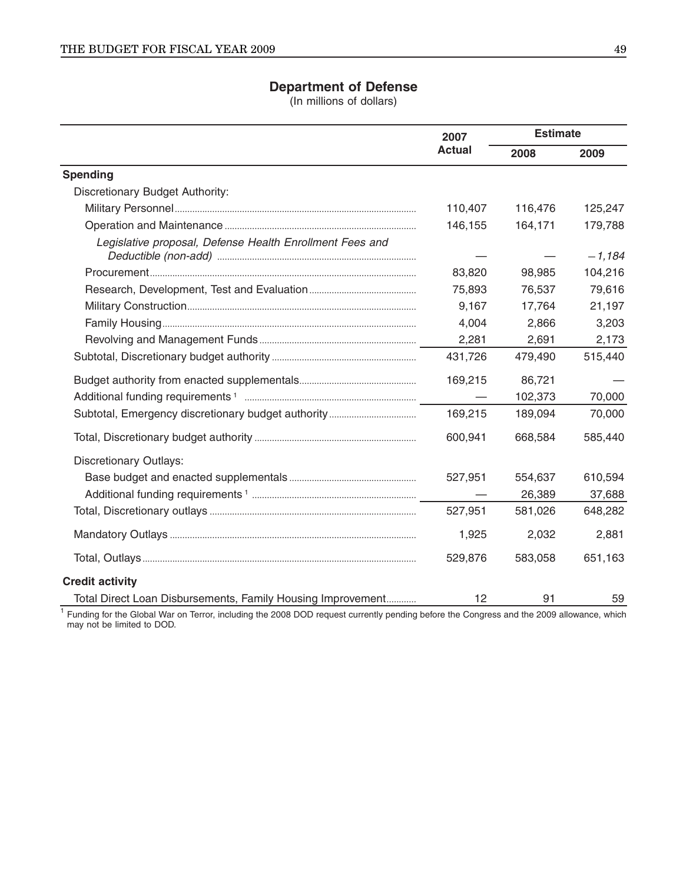## Department of Defense

(In millions of dollars)

| | 2007 Actual | Estimate | |
|---|---|---|---|
| | | 2008 | 2009 |
| **Spending** | | | |
| Discretionary Budget Authority: | | | |
| Military Personnel | 110,407 | 116,476 | 125,247 |
| Operation and Maintenance | 146,155 | 164,171 | 179,788 |
| *Legislative proposal, Defense Health Enrollment Fees and Deductible (non-add)* | — | — | *−1,184* |
| Procurement | 83,820 | 98,985 | 104,216 |
| Research, Development, Test and Evaluation | 75,893 | 76,537 | 79,616 |
| Military Construction | 9,167 | 17,764 | 21,197 |
| Family Housing | 4,004 | 2,866 | 3,203 |
| Revolving and Management Funds | 2,281 | 2,691 | 2,173 |
| Subtotal, Discretionary budget authority | 431,726 | 479,490 | 515,440 |
| Budget authority from enacted supplementals | 169,215 | 86,721 | — |
| Additional funding requirements [1] | — | 102,373 | 70,000 |
| Subtotal, Emergency discretionary budget authority | 169,215 | 189,094 | 70,000 |
| Total, Discretionary budget authority | 600,941 | 668,584 | 585,440 |
| Discretionary Outlays: | | | |
| Base budget and enacted supplementals | 527,951 | 554,637 | 610,594 |
| Additional funding requirements [1] | — | 26,389 | 37,688 |
| Total, Discretionary outlays | 527,951 | 581,026 | 648,282 |
| Mandatory Outlays | 1,925 | 2,032 | 2,881 |
| Total, Outlays | 529,876 | 583,058 | 651,163 |
| **Credit activity** | | | |
| Total Direct Loan Disbursements, Family Housing Improvement | 12 | 91 | 59 |

[1] Funding for the Global War on Terror, including the 2008 DOD request currently pending before the Congress and the 2009 allowance, which may not be limited to DOD.